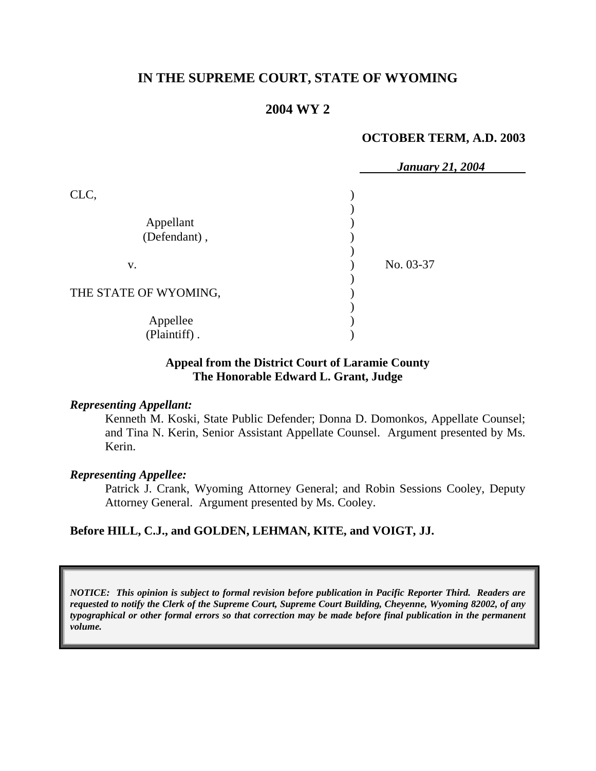**IN THE SUPREME COURT, STATE OF WYOMING**

**2004 WY 2**

**OCTOBER TERM, A.D. 2003**

*January 21, 2004*

| | | |
|---|---|---|
| CLC,<br><br>Appellant<br>(Defendant) ,<br><br>v.<br><br>THE STATE OF WYOMING,<br><br>Appellee<br>(Plaintiff) . | ) | No. 03-37 |

**Appeal from the District Court of Laramie County**
**The Honorable Edward L. Grant, Judge**

***Representing Appellant:***

Kenneth M. Koski, State Public Defender; Donna D. Domonkos, Appellate Counsel; and Tina N. Kerin, Senior Assistant Appellate Counsel. Argument presented by Ms. Kerin.

***Representing Appellee:***

Patrick J. Crank, Wyoming Attorney General; and Robin Sessions Cooley, Deputy Attorney General. Argument presented by Ms. Cooley.

**Before HILL, C.J., and GOLDEN, LEHMAN, KITE, and VOIGT, JJ.**

***NOTICE: This opinion is subject to formal revision before publication in Pacific Reporter Third. Readers are requested to notify the Clerk of the Supreme Court, Supreme Court Building, Cheyenne, Wyoming 82002, of any typographical or other formal errors so that correction may be made before final publication in the permanent volume.***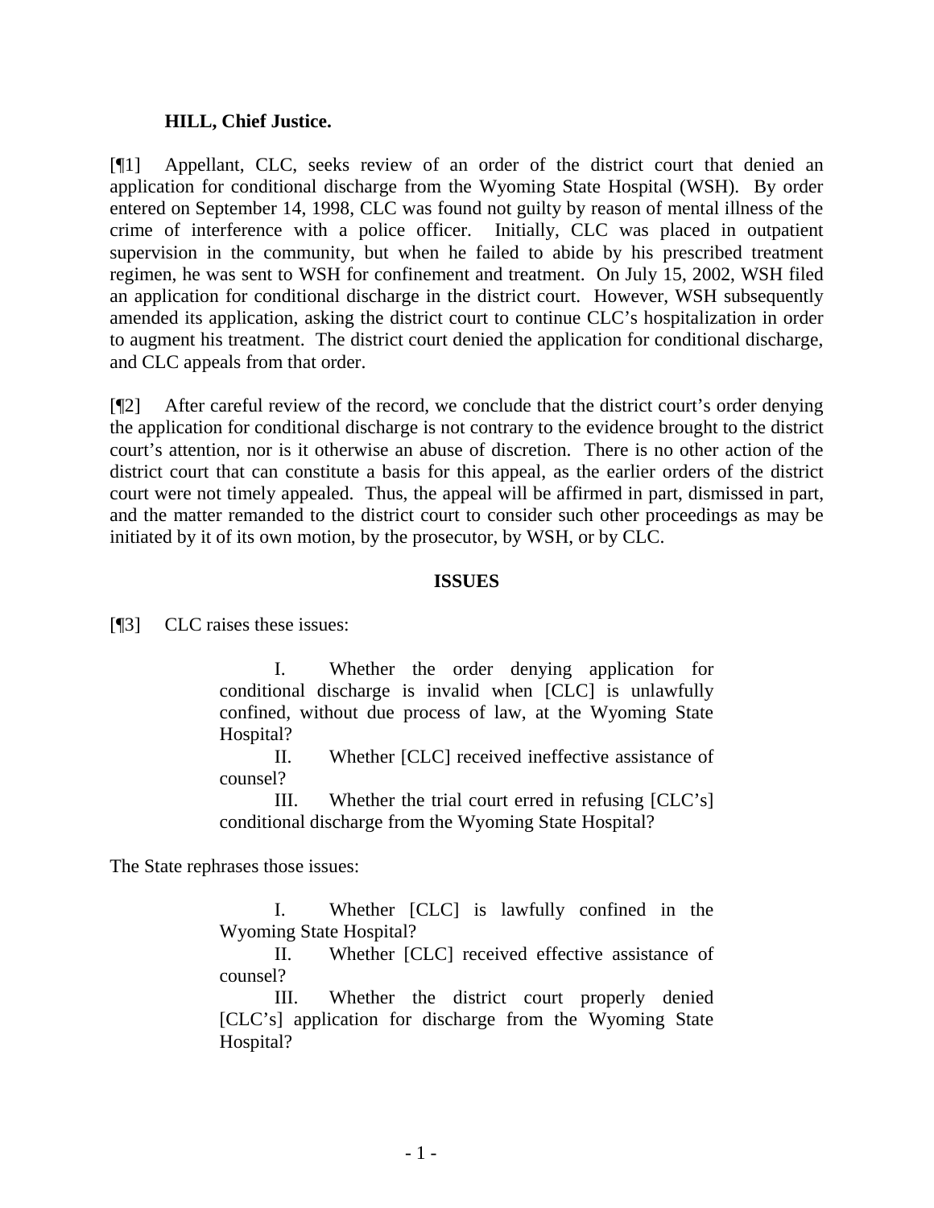**HILL, Chief Justice.**

[¶1] Appellant, CLC, seeks review of an order of the district court that denied an application for conditional discharge from the Wyoming State Hospital (WSH). By order entered on September 14, 1998, CLC was found not guilty by reason of mental illness of the crime of interference with a police officer. Initially, CLC was placed in outpatient supervision in the community, but when he failed to abide by his prescribed treatment regimen, he was sent to WSH for confinement and treatment. On July 15, 2002, WSH filed an application for conditional discharge in the district court. However, WSH subsequently amended its application, asking the district court to continue CLC's hospitalization in order to augment his treatment. The district court denied the application for conditional discharge, and CLC appeals from that order.

[¶2] After careful review of the record, we conclude that the district court's order denying the application for conditional discharge is not contrary to the evidence brought to the district court's attention, nor is it otherwise an abuse of discretion. There is no other action of the district court that can constitute a basis for this appeal, as the earlier orders of the district court were not timely appealed. Thus, the appeal will be affirmed in part, dismissed in part, and the matter remanded to the district court to consider such other proceedings as may be initiated by it of its own motion, by the prosecutor, by WSH, or by CLC.

**ISSUES**

[¶3] CLC raises these issues:

> I. Whether the order denying application for conditional discharge is invalid when [CLC] is unlawfully confined, without due process of law, at the Wyoming State Hospital?
>
> II. Whether [CLC] received ineffective assistance of counsel?
>
> III. Whether the trial court erred in refusing [CLC's] conditional discharge from the Wyoming State Hospital?

The State rephrases those issues:

> I. Whether [CLC] is lawfully confined in the Wyoming State Hospital?
>
> II. Whether [CLC] received effective assistance of counsel?
>
> III. Whether the district court properly denied [CLC's] application for discharge from the Wyoming State Hospital?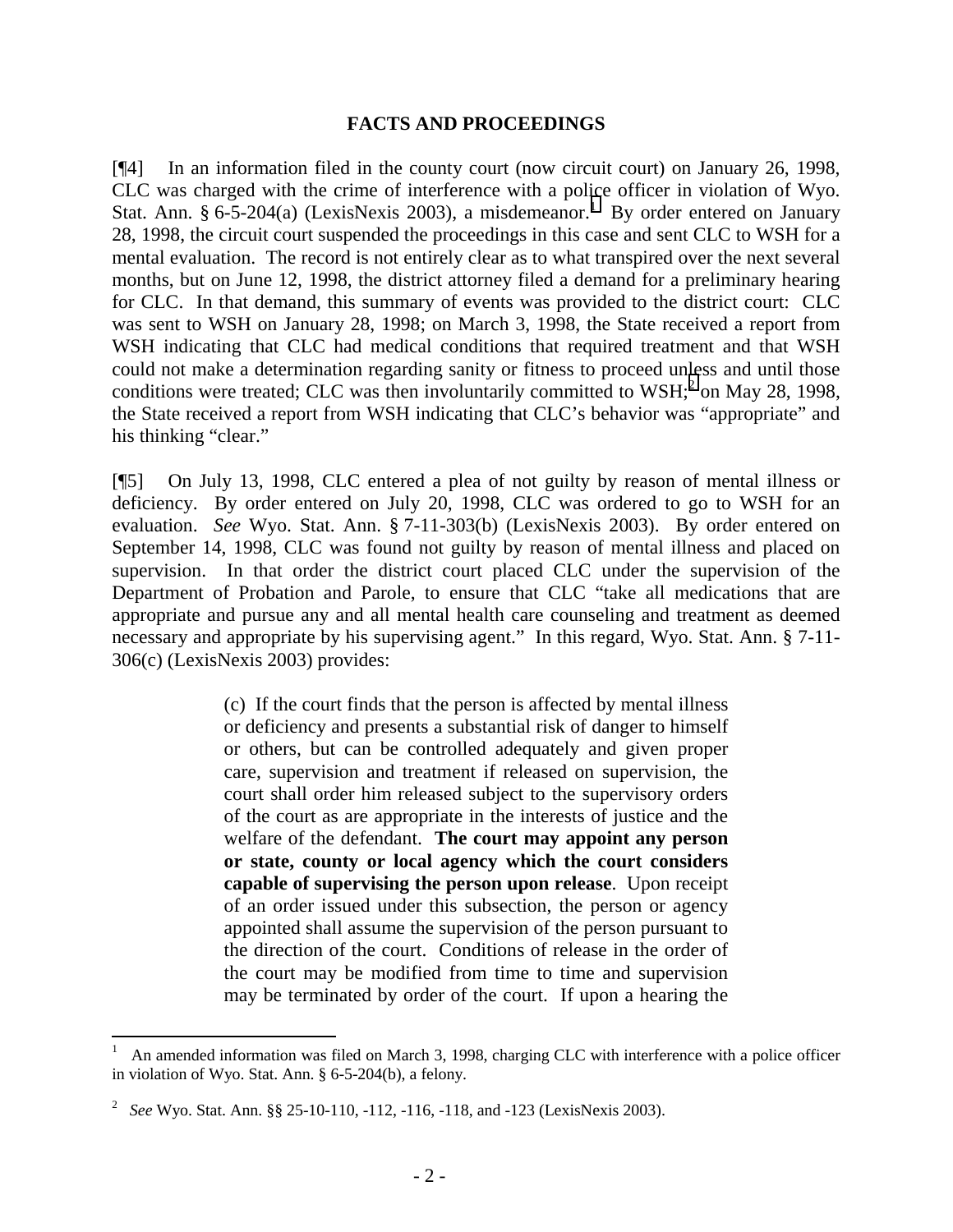## FACTS AND PROCEEDINGS

[¶4] In an information filed in the county court (now circuit court) on January 26, 1998, CLC was charged with the crime of interference with a police officer in violation of Wyo. Stat. Ann. § 6-5-204(a) (LexisNexis 2003), a misdemeanor.[1] By order entered on January 28, 1998, the circuit court suspended the proceedings in this case and sent CLC to WSH for a mental evaluation. The record is not entirely clear as to what transpired over the next several months, but on June 12, 1998, the district attorney filed a demand for a preliminary hearing for CLC. In that demand, this summary of events was provided to the district court: CLC was sent to WSH on January 28, 1998; on March 3, 1998, the State received a report from WSH indicating that CLC had medical conditions that required treatment and that WSH could not make a determination regarding sanity or fitness to proceed unless and until those conditions were treated; CLC was then involuntarily committed to WSH;[2] on May 28, 1998, the State received a report from WSH indicating that CLC's behavior was "appropriate" and his thinking "clear."

[¶5] On July 13, 1998, CLC entered a plea of not guilty by reason of mental illness or deficiency. By order entered on July 20, 1998, CLC was ordered to go to WSH for an evaluation. *See* Wyo. Stat. Ann. § 7-11-303(b) (LexisNexis 2003). By order entered on September 14, 1998, CLC was found not guilty by reason of mental illness and placed on supervision. In that order the district court placed CLC under the supervision of the Department of Probation and Parole, to ensure that CLC "take all medications that are appropriate and pursue any and all mental health care counseling and treatment as deemed necessary and appropriate by his supervising agent." In this regard, Wyo. Stat. Ann. § 7-11-306(c) (LexisNexis 2003) provides:

> (c) If the court finds that the person is affected by mental illness or deficiency and presents a substantial risk of danger to himself or others, but can be controlled adequately and given proper care, supervision and treatment if released on supervision, the court shall order him released subject to the supervisory orders of the court as are appropriate in the interests of justice and the welfare of the defendant. **The court may appoint any person or state, county or local agency which the court considers capable of supervising the person upon release**. Upon receipt of an order issued under this subsection, the person or agency appointed shall assume the supervision of the person pursuant to the direction of the court. Conditions of release in the order of the court may be modified from time to time and supervision may be terminated by order of the court. If upon a hearing the

---

[1] An amended information was filed on March 3, 1998, charging CLC with interference with a police officer in violation of Wyo. Stat. Ann. § 6-5-204(b), a felony.

[2] *See* Wyo. Stat. Ann. §§ 25-10-110, -112, -116, -118, and -123 (LexisNexis 2003).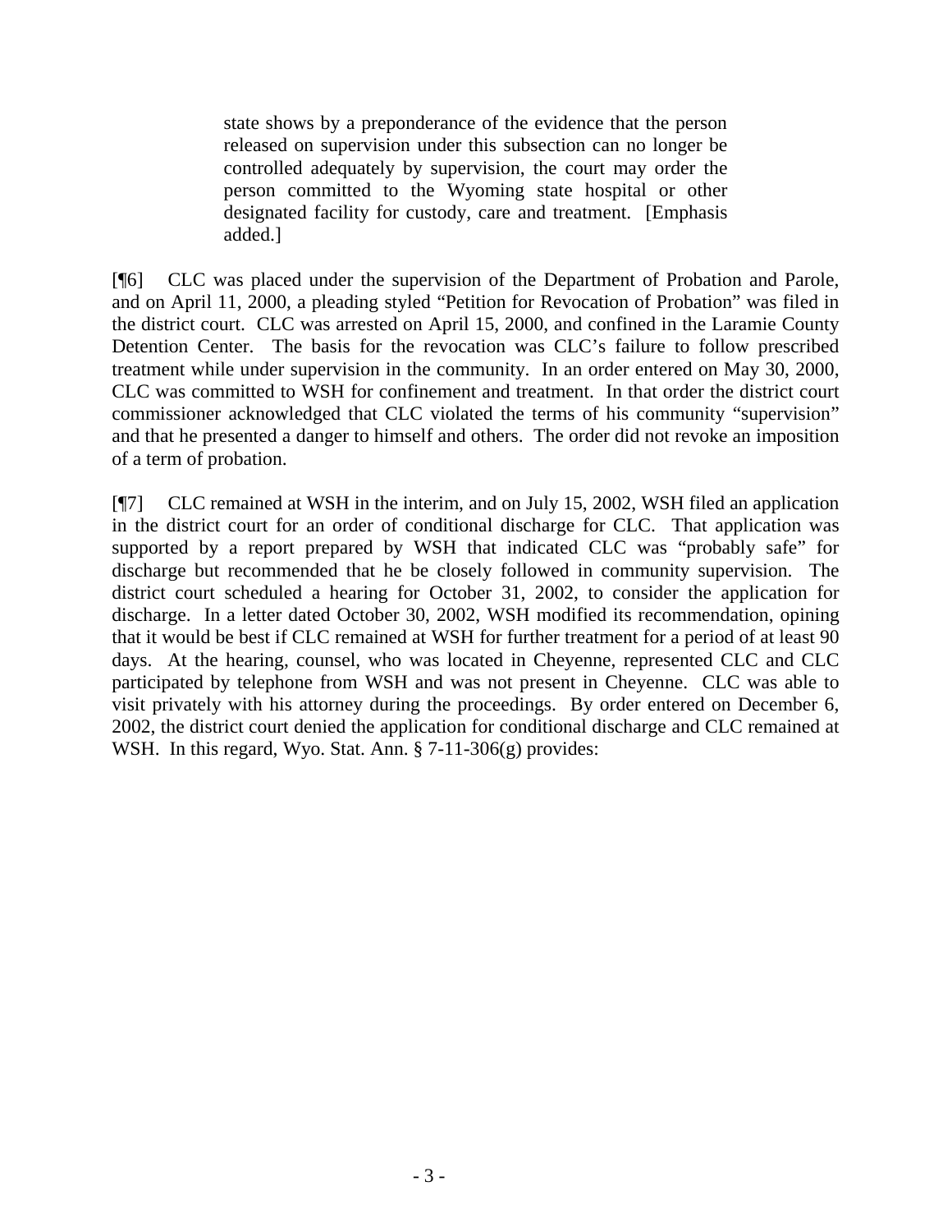> state shows by a preponderance of the evidence that the person released on supervision under this subsection can no longer be controlled adequately by supervision, the court may order the person committed to the Wyoming state hospital or other designated facility for custody, care and treatment. [Emphasis added.]

[¶6] CLC was placed under the supervision of the Department of Probation and Parole, and on April 11, 2000, a pleading styled "Petition for Revocation of Probation" was filed in the district court. CLC was arrested on April 15, 2000, and confined in the Laramie County Detention Center. The basis for the revocation was CLC's failure to follow prescribed treatment while under supervision in the community. In an order entered on May 30, 2000, CLC was committed to WSH for confinement and treatment. In that order the district court commissioner acknowledged that CLC violated the terms of his community "supervision" and that he presented a danger to himself and others. The order did not revoke an imposition of a term of probation.

[¶7] CLC remained at WSH in the interim, and on July 15, 2002, WSH filed an application in the district court for an order of conditional discharge for CLC. That application was supported by a report prepared by WSH that indicated CLC was "probably safe" for discharge but recommended that he be closely followed in community supervision. The district court scheduled a hearing for October 31, 2002, to consider the application for discharge. In a letter dated October 30, 2002, WSH modified its recommendation, opining that it would be best if CLC remained at WSH for further treatment for a period of at least 90 days. At the hearing, counsel, who was located in Cheyenne, represented CLC and CLC participated by telephone from WSH and was not present in Cheyenne. CLC was able to visit privately with his attorney during the proceedings. By order entered on December 6, 2002, the district court denied the application for conditional discharge and CLC remained at WSH. In this regard, Wyo. Stat. Ann. § 7-11-306(g) provides: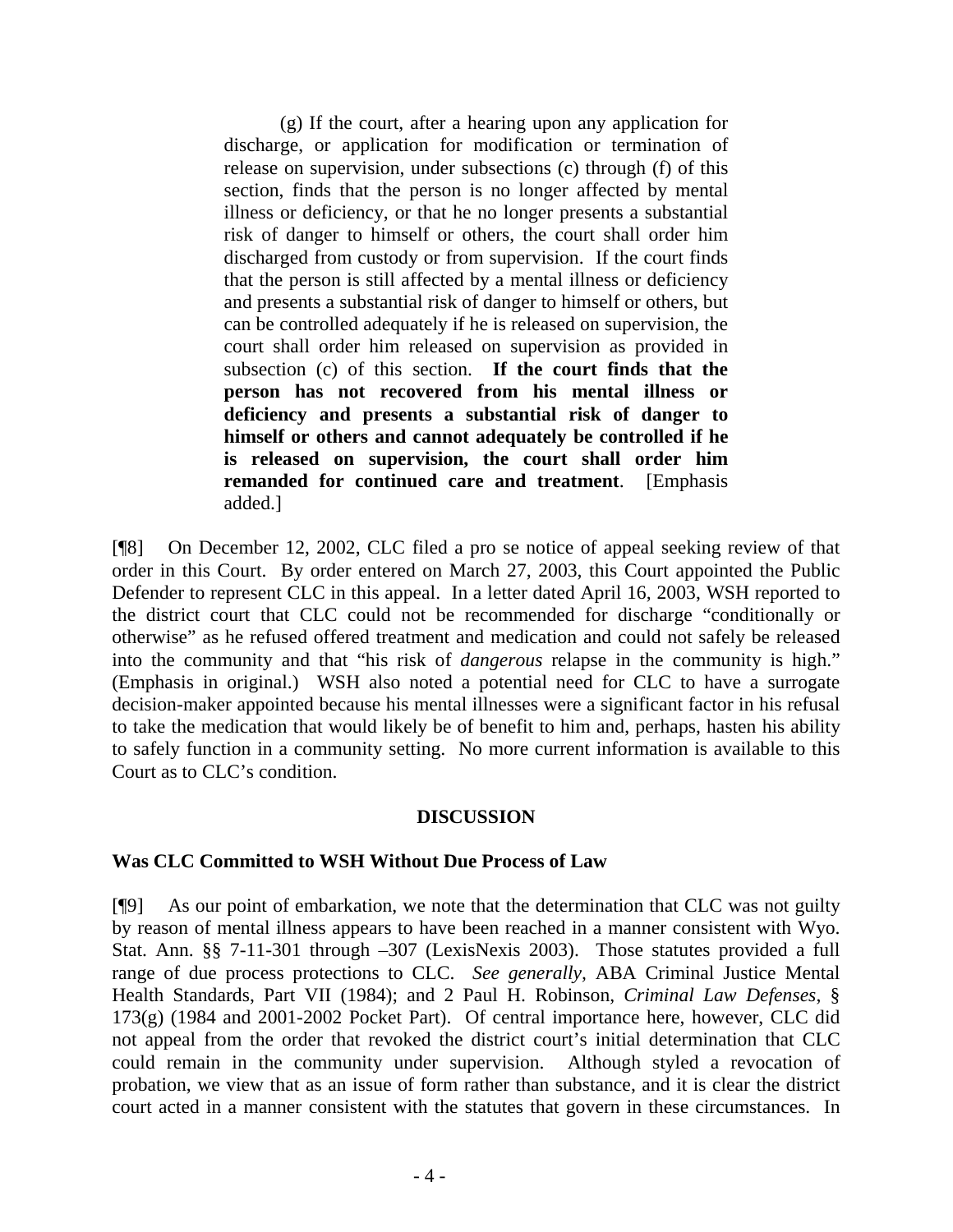> (g) If the court, after a hearing upon any application for discharge, or application for modification or termination of release on supervision, under subsections (c) through (f) of this section, finds that the person is no longer affected by mental illness or deficiency, or that he no longer presents a substantial risk of danger to himself or others, the court shall order him discharged from custody or from supervision. If the court finds that the person is still affected by a mental illness or deficiency and presents a substantial risk of danger to himself or others, but can be controlled adequately if he is released on supervision, the court shall order him released on supervision as provided in subsection (c) of this section. **If the court finds that the person has not recovered from his mental illness or deficiency and presents a substantial risk of danger to himself or others and cannot adequately be controlled if he is released on supervision, the court shall order him remanded for continued care and treatment**. [Emphasis added.]

[¶8] On December 12, 2002, CLC filed a pro se notice of appeal seeking review of that order in this Court. By order entered on March 27, 2003, this Court appointed the Public Defender to represent CLC in this appeal. In a letter dated April 16, 2003, WSH reported to the district court that CLC could not be recommended for discharge "conditionally or otherwise" as he refused offered treatment and medication and could not safely be released into the community and that "his risk of *dangerous* relapse in the community is high." (Emphasis in original.) WSH also noted a potential need for CLC to have a surrogate decision-maker appointed because his mental illnesses were a significant factor in his refusal to take the medication that would likely be of benefit to him and, perhaps, hasten his ability to safely function in a community setting. No more current information is available to this Court as to CLC's condition.

## DISCUSSION

### Was CLC Committed to WSH Without Due Process of Law

[¶9] As our point of embarkation, we note that the determination that CLC was not guilty by reason of mental illness appears to have been reached in a manner consistent with Wyo. Stat. Ann. §§ 7-11-301 through –307 (LexisNexis 2003). Those statutes provided a full range of due process protections to CLC. *See generally*, ABA Criminal Justice Mental Health Standards, Part VII (1984); and 2 Paul H. Robinson, *Criminal Law Defenses*, § 173(g) (1984 and 2001-2002 Pocket Part). Of central importance here, however, CLC did not appeal from the order that revoked the district court's initial determination that CLC could remain in the community under supervision. Although styled a revocation of probation, we view that as an issue of form rather than substance, and it is clear the district court acted in a manner consistent with the statutes that govern in these circumstances. In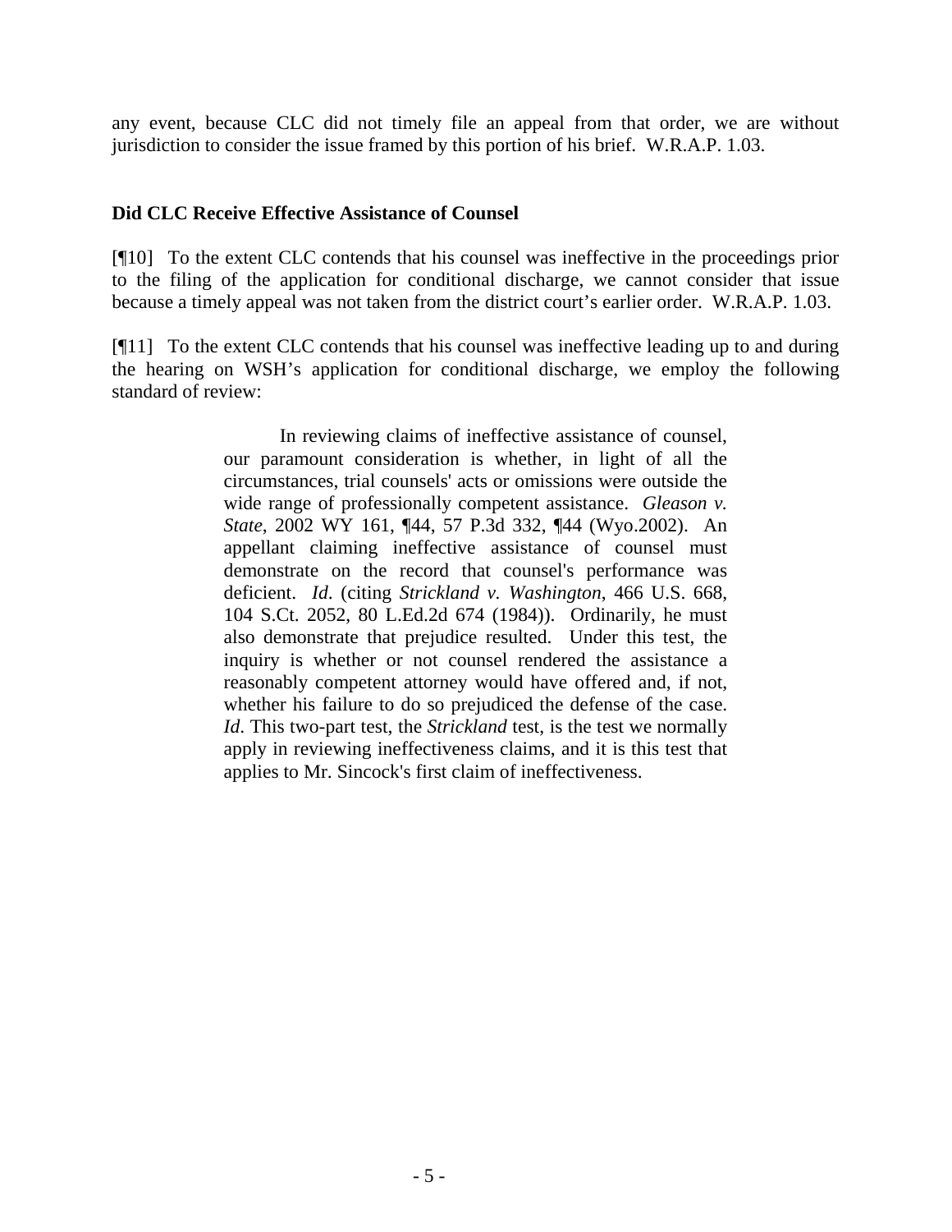any event, because CLC did not timely file an appeal from that order, we are without jurisdiction to consider the issue framed by this portion of his brief. W.R.A.P. 1.03.

**Did CLC Receive Effective Assistance of Counsel**

[¶10] To the extent CLC contends that his counsel was ineffective in the proceedings prior to the filing of the application for conditional discharge, we cannot consider that issue because a timely appeal was not taken from the district court's earlier order. W.R.A.P. 1.03.

[¶11] To the extent CLC contends that his counsel was ineffective leading up to and during the hearing on WSH's application for conditional discharge, we employ the following standard of review:

> In reviewing claims of ineffective assistance of counsel, our paramount consideration is whether, in light of all the circumstances, trial counsels' acts or omissions were outside the wide range of professionally competent assistance. *Gleason v. State*, 2002 WY 161, ¶44, 57 P.3d 332, ¶44 (Wyo.2002). An appellant claiming ineffective assistance of counsel must demonstrate on the record that counsel's performance was deficient. *Id*. (citing *Strickland v. Washington*, 466 U.S. 668, 104 S.Ct. 2052, 80 L.Ed.2d 674 (1984)). Ordinarily, he must also demonstrate that prejudice resulted. Under this test, the inquiry is whether or not counsel rendered the assistance a reasonably competent attorney would have offered and, if not, whether his failure to do so prejudiced the defense of the case. *Id*. This two-part test, the *Strickland* test, is the test we normally apply in reviewing ineffectiveness claims, and it is this test that applies to Mr. Sincock's first claim of ineffectiveness.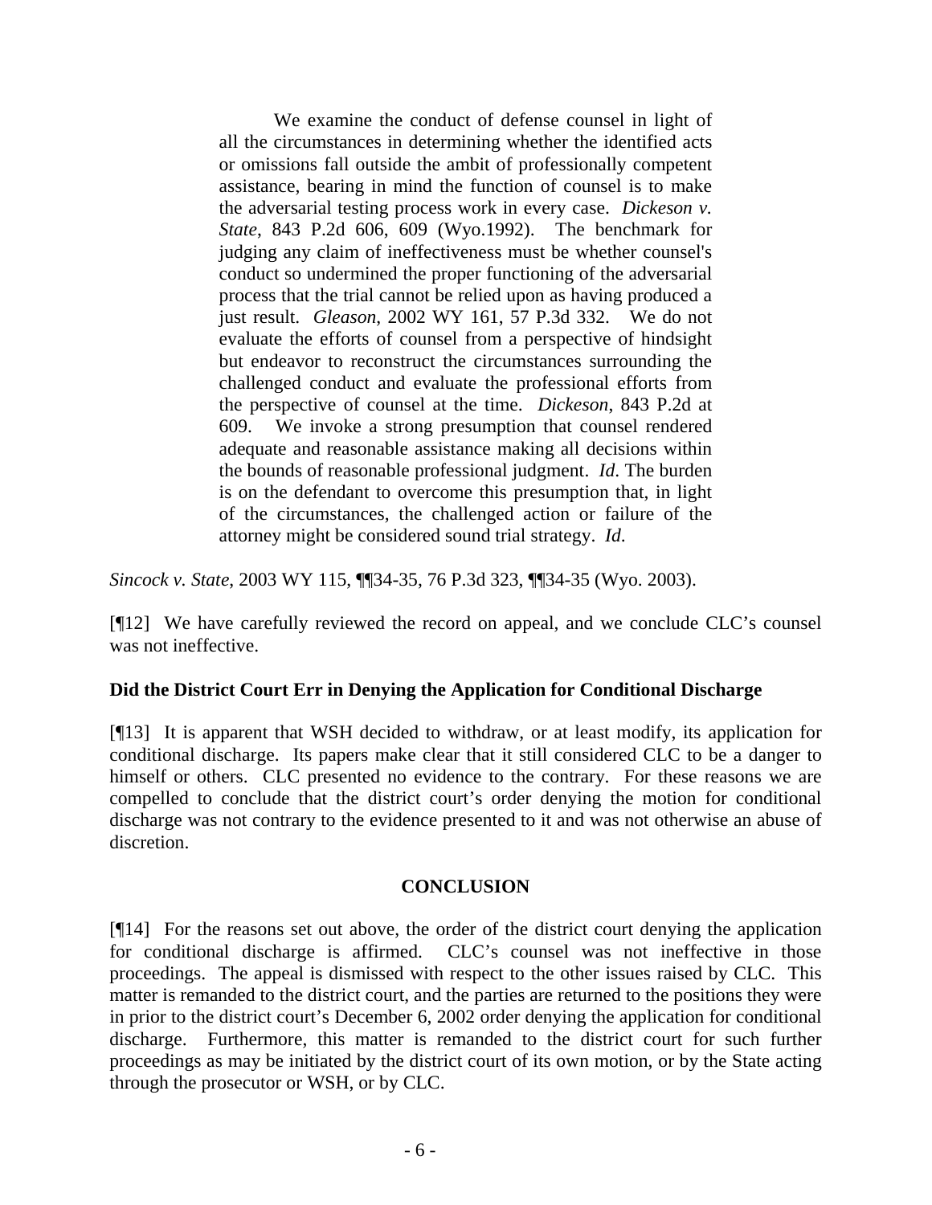> We examine the conduct of defense counsel in light of all the circumstances in determining whether the identified acts or omissions fall outside the ambit of professionally competent assistance, bearing in mind the function of counsel is to make the adversarial testing process work in every case. *Dickeson v. State*, 843 P.2d 606, 609 (Wyo.1992). The benchmark for judging any claim of ineffectiveness must be whether counsel's conduct so undermined the proper functioning of the adversarial process that the trial cannot be relied upon as having produced a just result. *Gleason*, 2002 WY 161, 57 P.3d 332. We do not evaluate the efforts of counsel from a perspective of hindsight but endeavor to reconstruct the circumstances surrounding the challenged conduct and evaluate the professional efforts from the perspective of counsel at the time. *Dickeson*, 843 P.2d at 609. We invoke a strong presumption that counsel rendered adequate and reasonable assistance making all decisions within the bounds of reasonable professional judgment. *Id*. The burden is on the defendant to overcome this presumption that, in light of the circumstances, the challenged action or failure of the attorney might be considered sound trial strategy. *Id*.

*Sincock v. State*, 2003 WY 115, ¶¶34-35, 76 P.3d 323, ¶¶34-35 (Wyo. 2003).

[¶12] We have carefully reviewed the record on appeal, and we conclude CLC's counsel was not ineffective.

**Did the District Court Err in Denying the Application for Conditional Discharge**

[¶13] It is apparent that WSH decided to withdraw, or at least modify, its application for conditional discharge. Its papers make clear that it still considered CLC to be a danger to himself or others. CLC presented no evidence to the contrary. For these reasons we are compelled to conclude that the district court's order denying the motion for conditional discharge was not contrary to the evidence presented to it and was not otherwise an abuse of discretion.

## CONCLUSION

[¶14] For the reasons set out above, the order of the district court denying the application for conditional discharge is affirmed. CLC's counsel was not ineffective in those proceedings. The appeal is dismissed with respect to the other issues raised by CLC. This matter is remanded to the district court, and the parties are returned to the positions they were in prior to the district court's December 6, 2002 order denying the application for conditional discharge. Furthermore, this matter is remanded to the district court for such further proceedings as may be initiated by the district court of its own motion, or by the State acting through the prosecutor or WSH, or by CLC.